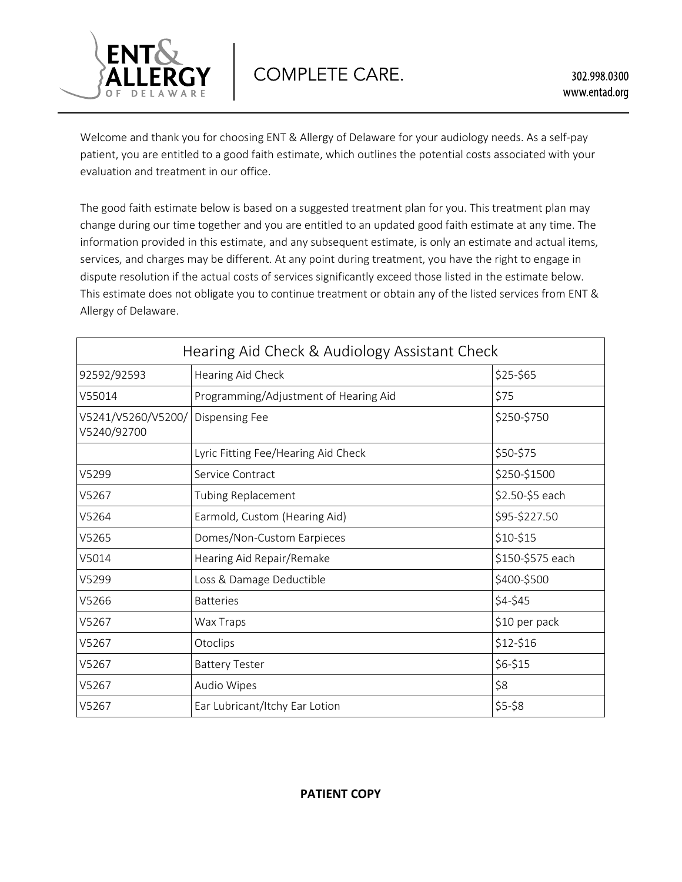ENT & ALLERGY OF DELAWARE | COMPLETE CARE.

302.998.0300
www.entad.org

Welcome and thank you for choosing ENT & Allergy of Delaware for your audiology needs. As a self-pay patient, you are entitled to a good faith estimate, which outlines the potential costs associated with your evaluation and treatment in our office.

The good faith estimate below is based on a suggested treatment plan for you. This treatment plan may change during our time together and you are entitled to an updated good faith estimate at any time. The information provided in this estimate, and any subsequent estimate, is only an estimate and actual items, services, and charges may be different. At any point during treatment, you have the right to engage in dispute resolution if the actual costs of services significantly exceed those listed in the estimate below. This estimate does not obligate you to continue treatment or obtain any of the listed services from ENT & Allergy of Delaware.

| Hearing Aid Check & Audiology Assistant Check | | |
|---|---|---|
| 92592/92593 | Hearing Aid Check | $25-$65 |
| V55014 | Programming/Adjustment of Hearing Aid | $75 |
| V5241/V5260/V5200/ V5240/92700 | Dispensing Fee | $250-$750 |
| | Lyric Fitting Fee/Hearing Aid Check | $50-$75 |
| V5299 | Service Contract | $250-$1500 |
| V5267 | Tubing Replacement | $2.50-$5 each |
| V5264 | Earmold, Custom (Hearing Aid) | $95-$227.50 |
| V5265 | Domes/Non-Custom Earpieces | $10-$15 |
| V5014 | Hearing Aid Repair/Remake | $150-$575 each |
| V5299 | Loss & Damage Deductible | $400-$500 |
| V5266 | Batteries | $4-$45 |
| V5267 | Wax Traps | $10 per pack |
| V5267 | Otoclips | $12-$16 |
| V5267 | Battery Tester | $6-$15 |
| V5267 | Audio Wipes | $8 |
| V5267 | Ear Lubricant/Itchy Ear Lotion | $5-$8 |

**PATIENT COPY**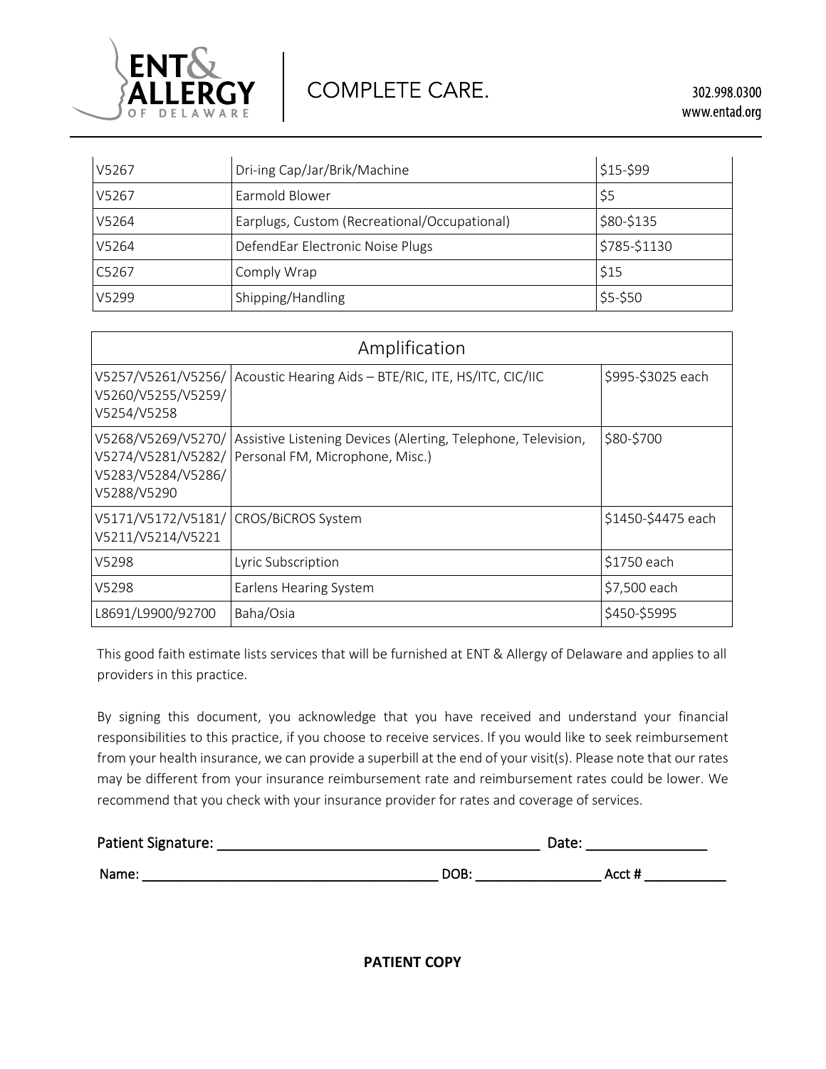| | | |
|---|---|---|
| V5267 | Dri-ing Cap/Jar/Brik/Machine | $15-$99 |
| V5267 | Earmold Blower | $5 |
| V5264 | Earplugs, Custom (Recreational/Occupational) | $80-$135 |
| V5264 | DefendEar Electronic Noise Plugs | $785-$1130 |
| C5267 | Comply Wrap | $15 |
| V5299 | Shipping/Handling | $5-$50 |

| Amplification | | |
|---|---|---|
| V5257/V5261/V5256/ V5260/V5255/V5259/ V5254/V5258 | Acoustic Hearing Aids – BTE/RIC, ITE, HS/ITC, CIC/IIC | $995-$3025 each |
| V5268/V5269/V5270/ V5274/V5281/V5282/ V5283/V5284/V5286/ V5288/V5290 | Assistive Listening Devices (Alerting, Telephone, Television, Personal FM, Microphone, Misc.) | $80-$700 |
| V5171/V5172/V5181/ V5211/V5214/V5221 | CROS/BiCROS System | $1450-$4475 each |
| V5298 | Lyric Subscription | $1750 each |
| V5298 | Earlens Hearing System | $7,500 each |
| L8691/L9900/92700 | Baha/Osia | $450-$5995 |

This good faith estimate lists services that will be furnished at ENT & Allergy of Delaware and applies to all providers in this practice.

By signing this document, you acknowledge that you have received and understand your financial responsibilities to this practice, if you choose to receive services. If you would like to seek reimbursement from your health insurance, we can provide a superbill at the end of your visit(s). Please note that our rates may be different from your insurance reimbursement rate and reimbursement rates could be lower. We recommend that you check with your insurance provider for rates and coverage of services.

Patient Signature: ______________________________ Date: ______________

Name: ______________________________ DOB: ______________ Acct # __________

**PATIENT COPY**